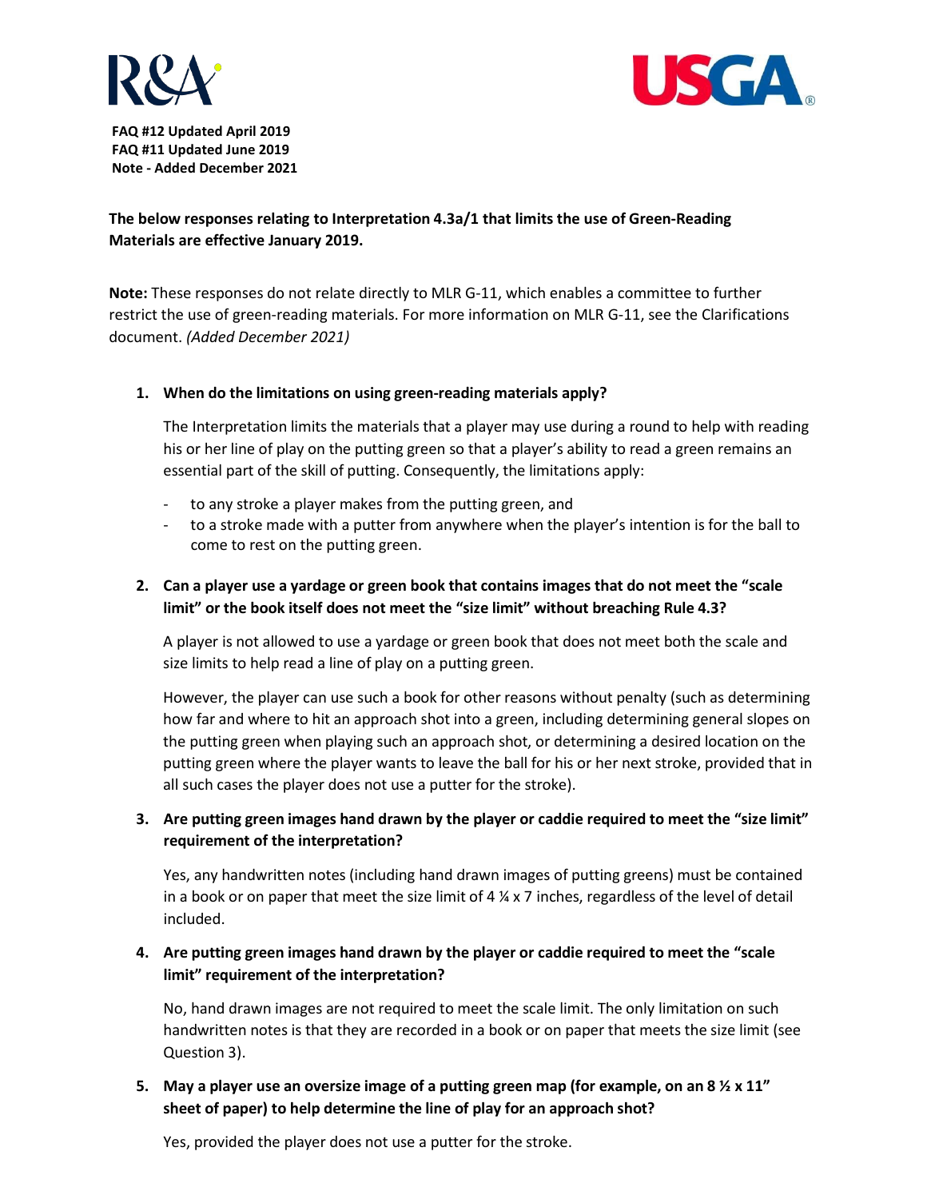**FAQ #12 Updated April 2019**
**FAQ #11 Updated June 2019**
**Note - Added December 2021**

**The below responses relating to Interpretation 4.3a/1 that limits the use of Green-Reading Materials are effective January 2019.**

**Note:** These responses do not relate directly to MLR G-11, which enables a committee to further restrict the use of green-reading materials. For more information on MLR G-11, see the Clarifications document. *(Added December 2021)*

1. **When do the limitations on using green-reading materials apply?**

   The Interpretation limits the materials that a player may use during a round to help with reading his or her line of play on the putting green so that a player's ability to read a green remains an essential part of the skill of putting. Consequently, the limitations apply:

   - to any stroke a player makes from the putting green, and
   - to a stroke made with a putter from anywhere when the player's intention is for the ball to come to rest on the putting green.

2. **Can a player use a yardage or green book that contains images that do not meet the "scale limit" or the book itself does not meet the "size limit" without breaching Rule 4.3?**

   A player is not allowed to use a yardage or green book that does not meet both the scale and size limits to help read a line of play on a putting green.

   However, the player can use such a book for other reasons without penalty (such as determining how far and where to hit an approach shot into a green, including determining general slopes on the putting green when playing such an approach shot, or determining a desired location on the putting green where the player wants to leave the ball for his or her next stroke, provided that in all such cases the player does not use a putter for the stroke).

3. **Are putting green images hand drawn by the player or caddie required to meet the "size limit" requirement of the interpretation?**

   Yes, any handwritten notes (including hand drawn images of putting greens) must be contained in a book or on paper that meet the size limit of 4 ¼ x 7 inches, regardless of the level of detail included.

4. **Are putting green images hand drawn by the player or caddie required to meet the "scale limit" requirement of the interpretation?**

   No, hand drawn images are not required to meet the scale limit. The only limitation on such handwritten notes is that they are recorded in a book or on paper that meets the size limit (see Question 3).

5. **May a player use an oversize image of a putting green map (for example, on an 8 ½ x 11" sheet of paper) to help determine the line of play for an approach shot?**

   Yes, provided the player does not use a putter for the stroke.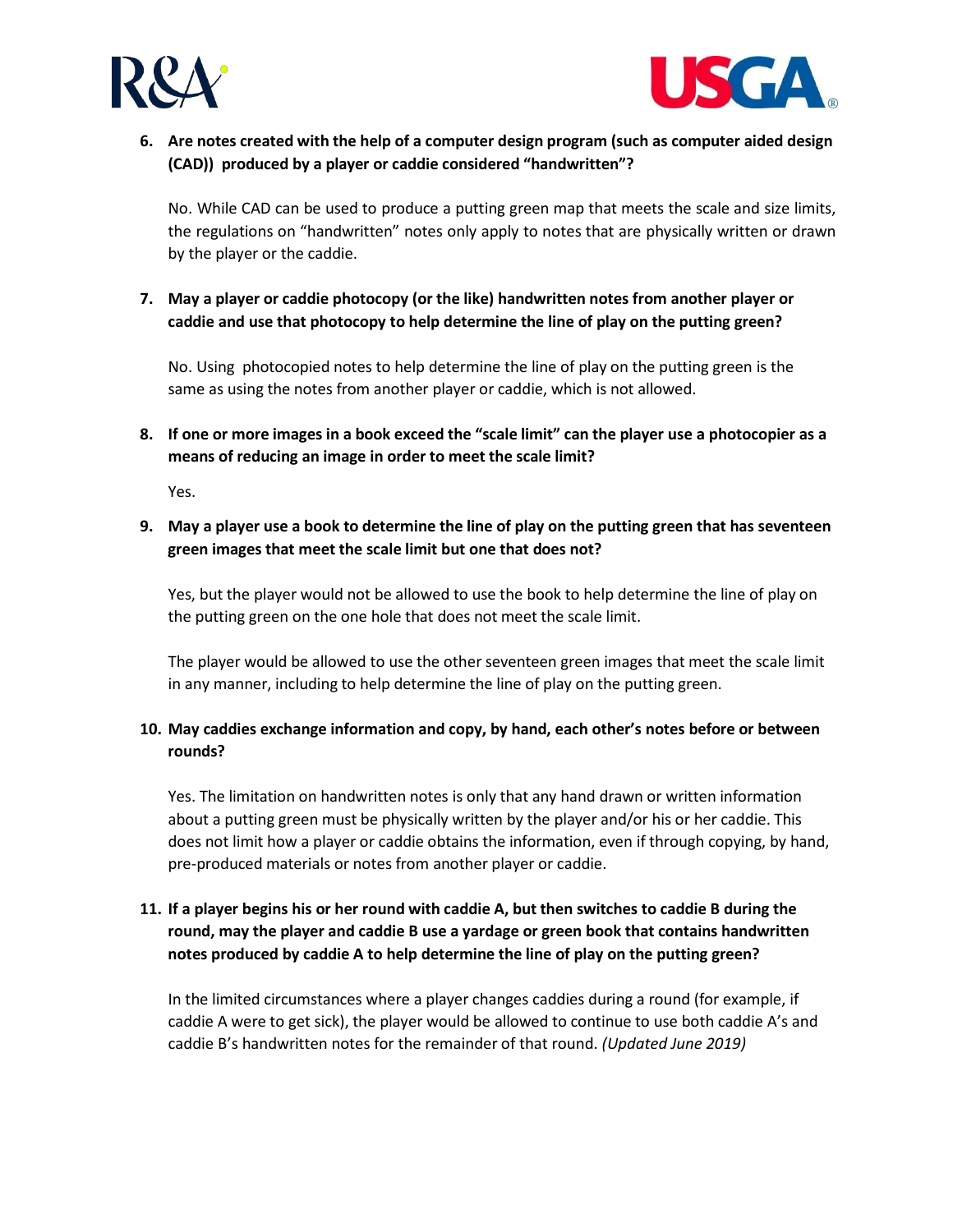6. **Are notes created with the help of a computer design program (such as computer aided design (CAD)) produced by a player or caddie considered "handwritten"?**

   No. While CAD can be used to produce a putting green map that meets the scale and size limits, the regulations on "handwritten" notes only apply to notes that are physically written or drawn by the player or the caddie.

7. **May a player or caddie photocopy (or the like) handwritten notes from another player or caddie and use that photocopy to help determine the line of play on the putting green?**

   No. Using photocopied notes to help determine the line of play on the putting green is the same as using the notes from another player or caddie, which is not allowed.

8. **If one or more images in a book exceed the "scale limit" can the player use a photocopier as a means of reducing an image in order to meet the scale limit?**

   Yes.

9. **May a player use a book to determine the line of play on the putting green that has seventeen green images that meet the scale limit but one that does not?**

   Yes, but the player would not be allowed to use the book to help determine the line of play on the putting green on the one hole that does not meet the scale limit.

   The player would be allowed to use the other seventeen green images that meet the scale limit in any manner, including to help determine the line of play on the putting green.

10. **May caddies exchange information and copy, by hand, each other's notes before or between rounds?**

    Yes. The limitation on handwritten notes is only that any hand drawn or written information about a putting green must be physically written by the player and/or his or her caddie. This does not limit how a player or caddie obtains the information, even if through copying, by hand, pre-produced materials or notes from another player or caddie.

11. **If a player begins his or her round with caddie A, but then switches to caddie B during the round, may the player and caddie B use a yardage or green book that contains handwritten notes produced by caddie A to help determine the line of play on the putting green?**

    In the limited circumstances where a player changes caddies during a round (for example, if caddie A were to get sick), the player would be allowed to continue to use both caddie A's and caddie B's handwritten notes for the remainder of that round. *(Updated June 2019)*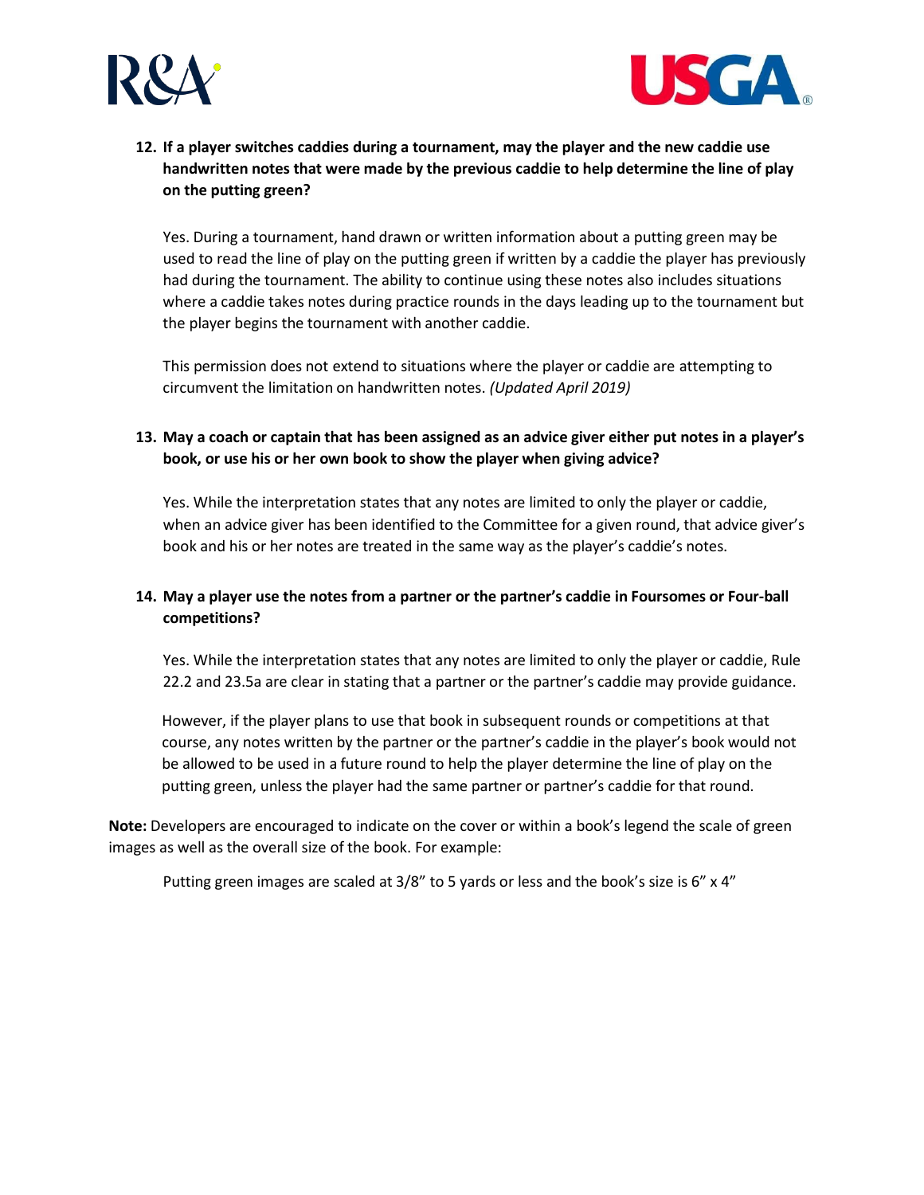12. **If a player switches caddies during a tournament, may the player and the new caddie use handwritten notes that were made by the previous caddie to help determine the line of play on the putting green?**

    Yes. During a tournament, hand drawn or written information about a putting green may be used to read the line of play on the putting green if written by a caddie the player has previously had during the tournament. The ability to continue using these notes also includes situations where a caddie takes notes during practice rounds in the days leading up to the tournament but the player begins the tournament with another caddie.

    This permission does not extend to situations where the player or caddie are attempting to circumvent the limitation on handwritten notes. *(Updated April 2019)*

13. **May a coach or captain that has been assigned as an advice giver either put notes in a player's book, or use his or her own book to show the player when giving advice?**

    Yes. While the interpretation states that any notes are limited to only the player or caddie, when an advice giver has been identified to the Committee for a given round, that advice giver's book and his or her notes are treated in the same way as the player's caddie's notes.

14. **May a player use the notes from a partner or the partner's caddie in Foursomes or Four-ball competitions?**

    Yes. While the interpretation states that any notes are limited to only the player or caddie, Rule 22.2 and 23.5a are clear in stating that a partner or the partner's caddie may provide guidance.

    However, if the player plans to use that book in subsequent rounds or competitions at that course, any notes written by the partner or the partner's caddie in the player's book would not be allowed to be used in a future round to help the player determine the line of play on the putting green, unless the player had the same partner or partner's caddie for that round.

**Note:** Developers are encouraged to indicate on the cover or within a book's legend the scale of green images as well as the overall size of the book. For example:

> Putting green images are scaled at 3/8" to 5 yards or less and the book's size is 6" x 4"